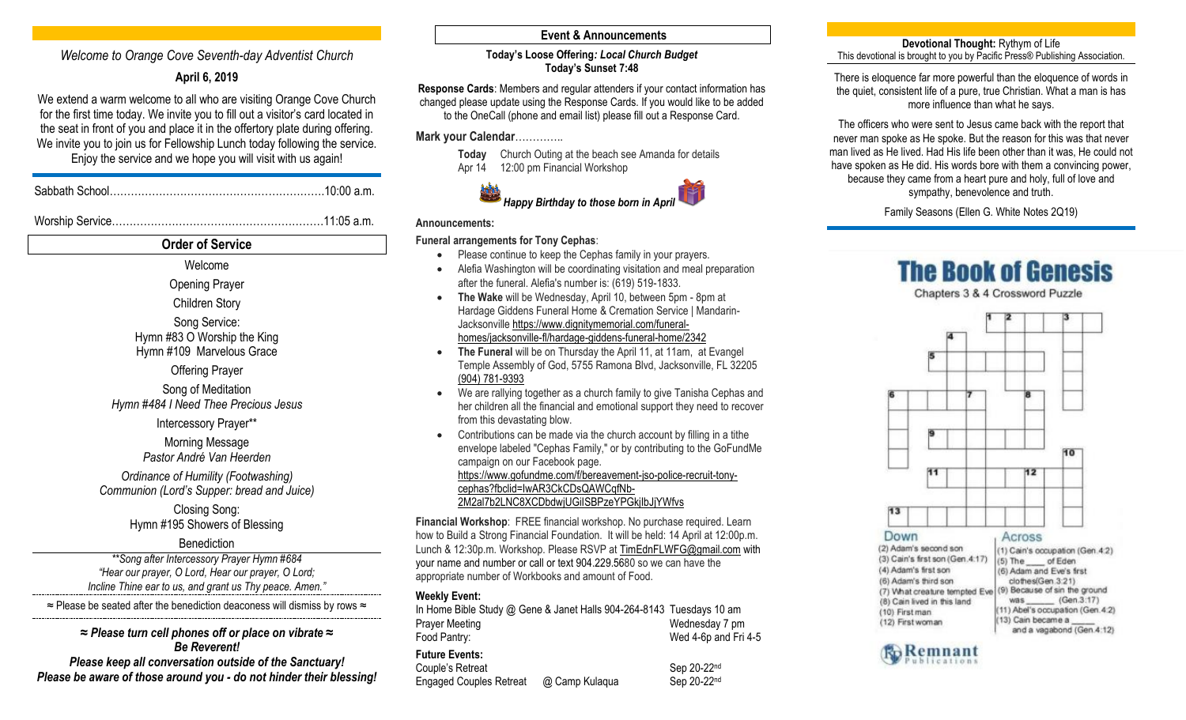*Welcome to Orange Cove Seventh-day Adventist Church*

**April 6, 2019**

We extend a warm welcome to all who are visiting Orange Cove Church for the first time today. We invite you to fill out a visitor's card located in the seat in front of you and place it in the offertory plate during offering. We invite you to join us for Fellowship Lunch today following the service. Enjoy the service and we hope you will visit with us again!

Sabbath School……………………………………………………10:00 a.m.

Worship Service…………………………………………………11:05 a.m.

## Order of Service

Welcome

Opening Prayer

Children Story

Song Service:
Hymn #83 O Worship the King
Hymn #109 Marvelous Grace

Offering Prayer

Song of Meditation
*Hymn #484 I Need Thee Precious Jesus*

Intercessory Prayer**

Morning Message
*Pastor André Van Heerden*

*Ordinance of Humility (Footwashing)*
*Communion (Lord's Supper: bread and Juice)*

Closing Song:
Hymn #195 Showers of Blessing

Benediction

*\*\*Song after Intercessory Prayer Hymn #684*
*"Hear our prayer, O Lord, Hear our prayer, O Lord;*
*Incline Thine ear to us, and grant us Thy peace. Amen."*

≈ Please be seated after the benediction deaconess will dismiss by rows ≈

***≈ Please turn cell phones off or place on vibrate ≈***
***Be Reverent!***
***Please keep all conversation outside of the Sanctuary!***
***Please be aware of those around you - do not hinder their blessing!***

## Event & Announcements

**Today's Loose Offering*: Local Church Budget***
**Today's Sunset 7:48**

**Response Cards**: Members and regular attenders if your contact information has changed please update using the Response Cards. If you would like to be added to the OneCall (phone and email list) please fill out a Response Card.

**Mark your Calendar**…………..

**Today** Church Outing at the beach see Amanda for details
Apr 14 12:00 pm Financial Workshop

***Happy Birthday to those born in April***

**Announcements:**

**Funeral arrangements for Tony Cephas**:

- Please continue to keep the Cephas family in your prayers.
- Alefia Washington will be coordinating visitation and meal preparation after the funeral. Alefia's number is: (619) 519-1833.
- **The Wake** will be Wednesday, April 10, between 5pm - 8pm at Hardage Giddens Funeral Home & Cremation Service | Mandarin-Jacksonville https://www.dignitymemorial.com/funeral-homes/jacksonville-fl/hardage-giddens-funeral-home/2342
- **The Funeral** will be on Thursday the April 11, at 11am, at Evangel Temple Assembly of God, 5755 Ramona Blvd, Jacksonville, FL 32205 (904) 781-9393
- We are rallying together as a church family to give Tanisha Cephas and her children all the financial and emotional support they need to recover from this devastating blow.
- Contributions can be made via the church account by filling in a tithe envelope labeled "Cephas Family," or by contributing to the GoFundMe campaign on our Facebook page. https://www.gofundme.com/f/bereavement-jso-police-recruit-tony-cephas?fbclid=IwAR3CkCDsQAWCqfNb-2M2al7b2LNC8XCDbdwjUGiISBPzeYPGkjIbJjYWfvs

**Financial Workshop**: FREE financial workshop. No purchase required. Learn how to Build a Strong Financial Foundation. It will be held: 14 April at 12:00p.m. Lunch & 12:30p.m. Workshop. Please RSVP at TimEdnFLWFG@gmail.com with your name and number or call or text 904.229.5680 so we can have the appropriate number of Workbooks and amount of Food.

**Weekly Event:**

| | |
|---|---|
| In Home Bible Study @ Gene & Janet Halls 904-264-8143 | Tuesdays 10 am |
| Prayer Meeting | Wednesday 7 pm |
| Food Pantry: | Wed 4-6p and Fri 4-5 |

**Future Events:**

| | |
|---|---|
| Couple's Retreat | Sep 20-22nd |
| Engaged Couples Retreat @ Camp Kulaqua | Sep 20-22nd |

**Devotional Thought:** Rythym of Life
This devotional is brought to you by Pacific Press® Publishing Association.

There is eloquence far more powerful than the eloquence of words in the quiet, consistent life of a pure, true Christian. What a man is has more influence than what he says.

The officers who were sent to Jesus came back with the report that never man spoke as He spoke. But the reason for this was that never man lived as He lived. Had His life been other than it was, He could not have spoken as He did. His words bore with them a convincing power, because they came from a heart pure and holy, full of love and sympathy, benevolence and truth.

Family Seasons (Ellen G. White Notes 2Q19)

# The Book of Genesis

Chapters 3 & 4 Crossword Puzzle

**Down**
(2) Adam's second son
(3) Cain's first son (Gen.4:17)
(4) Adam's first son
(6) Adam's third son
(7) What creature tempted Eve
(8) Cain lived in this land
(10) First man
(12) First woman

**Across**
(1) Cain's occupation (Gen.4:2)
(5) The ____ of Eden
(6) Adam and Eve's first clothes(Gen.3:21)
(9) Because of sin the ground was ______ (Gen.3:17)
(11) Abel's occupation (Gen.4:2)
(13) Cain became a _____ and a vagabond (Gen.4:12)

Remnant Publications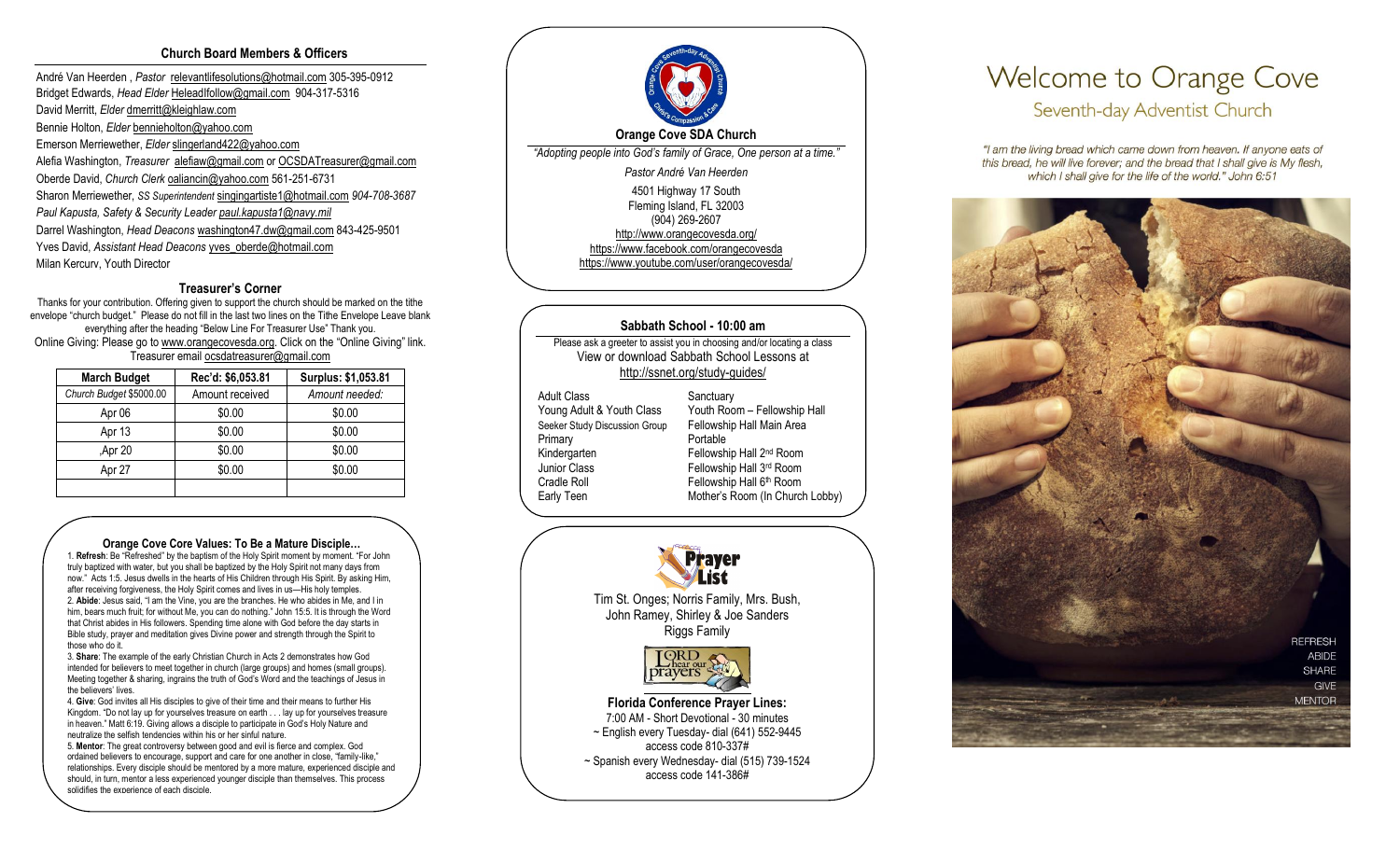## Church Board Members & Officers

André Van Heerden , *Pastor* relevantlifesolutions@hotmail.com 305-395-0912
Bridget Edwards, *Head Elder* Heleadlfollow@gmail.com 904-317-5316
David Merritt, *Elder* dmerritt@kleighlaw.com
Bennie Holton, *Elder* bennieholton@yahoo.com
Emerson Merriewether, *Elder* slingerland422@yahoo.com
Alefia Washington, *Treasurer* alefiaw@gmail.com or OCSDATreasurer@gmail.com
Oberde David, *Church Clerk* oaliancin@yahoo.com 561-251-6731
Sharon Merriewether, *SS Superintendent* singingartiste1@hotmail.com *904-708-3687*
*Paul Kapusta, Safety & Security Leader paul.kapusta1@navy.mil*
Darrel Washington, *Head Deacons* washington47.dw@gmail.com 843-425-9501
Yves David, *Assistant Head Deacons* yves_oberde@hotmail.com
Milan Kercurv, Youth Director

## Treasurer's Corner

Thanks for your contribution. Offering given to support the church should be marked on the tithe envelope "church budget." Please do not fill in the last two lines on the Tithe Envelope Leave blank everything after the heading "Below Line For Treasurer Use" Thank you.
Online Giving: Please go to www.orangecovesda.org. Click on the "Online Giving" link. Treasurer email ocsdatreasurer@gmail.com

| March Budget | Rec'd: $6,053.81 | Surplus: $1,053.81 |
|---|---|---|
| *Church Budget* $5000.00 | Amount received | *Amount needed:* |
| Apr 06 | $0.00 | $0.00 |
| Apr 13 | $0.00 | $0.00 |
| ,Apr 20 | $0.00 | $0.00 |
| Apr 27 | $0.00 | $0.00 |
| | | |

### Orange Cove Core Values: To Be a Mature Disciple…

1. **Refresh**: Be "Refreshed" by the baptism of the Holy Spirit moment by moment. "For John truly baptized with water, but you shall be baptized by the Holy Spirit not many days from now." Acts 1:5. Jesus dwells in the hearts of His Children through His Spirit. By asking Him, after receiving forgiveness, the Holy Spirit comes and lives in us—His holy temples.
2. **Abide**: Jesus said, "I am the Vine, you are the branches. He who abides in Me, and I in him, bears much fruit; for without Me, you can do nothing." John 15:5. It is through the Word that Christ abides in His followers. Spending time alone with God before the day starts in Bible study, prayer and meditation gives Divine power and strength through the Spirit to those who do it.
3. **Share**: The example of the early Christian Church in Acts 2 demonstrates how God intended for believers to meet together in church (large groups) and homes (small groups). Meeting together & sharing, ingrains the truth of God's Word and the teachings of Jesus in the believers' lives.
4. **Give**: God invites all His disciples to give of their time and their means to further His Kingdom. "Do not lay up for yourselves treasure on earth . . . lay up for yourselves treasure in heaven." Matt 6:19. Giving allows a disciple to participate in God's Holy Nature and neutralize the selfish tendencies within his or her sinful nature.
5. **Mentor**: The great controversy between good and evil is fierce and complex. God ordained believers to encourage, support and care for one another in close, "family-like," relationships. Every disciple should be mentored by a more mature, experienced disciple and should, in turn, mentor a less experienced younger disciple than themselves. This process solidifies the experience of each disciple.

## Orange Cove SDA Church

*"Adopting people into God's family of Grace, One person at a time."*

*Pastor André Van Heerden*

4501 Highway 17 South
Fleming Island, FL 32003
(904) 269-2607
http://www.orangecovesda.org/
https://www.facebook.com/orangecovesda
https://www.youtube.com/user/orangecovesda/

## Sabbath School - 10:00 am

Please ask a greeter to assist you in choosing and/or locating a class
View or download Sabbath School Lessons at
http://ssnet.org/study-guides/

| | |
|---|---|
| Adult Class | Sanctuary |
| Young Adult & Youth Class | Youth Room – Fellowship Hall |
| Seeker Study Discussion Group | Fellowship Hall Main Area |
| Primary | Portable |
| Kindergarten | Fellowship Hall 2nd Room |
| Junior Class | Fellowship Hall 3rd Room |
| Cradle Roll | Fellowship Hall 6th Room |
| Early Teen | Mother's Room (In Church Lobby) |

## Prayer List

Tim St. Onges; Norris Family, Mrs. Bush,
John Ramey, Shirley & Joe Sanders
Riggs Family

LORD hear our prayers

**Florida Conference Prayer Lines:**
7:00 AM - Short Devotional - 30 minutes
~ English every Tuesday- dial (641) 552-9445
access code 810-337#
~ Spanish every Wednesday- dial (515) 739-1524
access code 141-386#

# Welcome to Orange Cove
## Seventh-day Adventist Church

*"I am the living bread which came down from heaven. If anyone eats of this bread, he will live forever; and the bread that I shall give is My flesh, which I shall give for the life of the world." John 6:51*

REFRESH
ABIDE
SHARE
GIVE
MENTOR